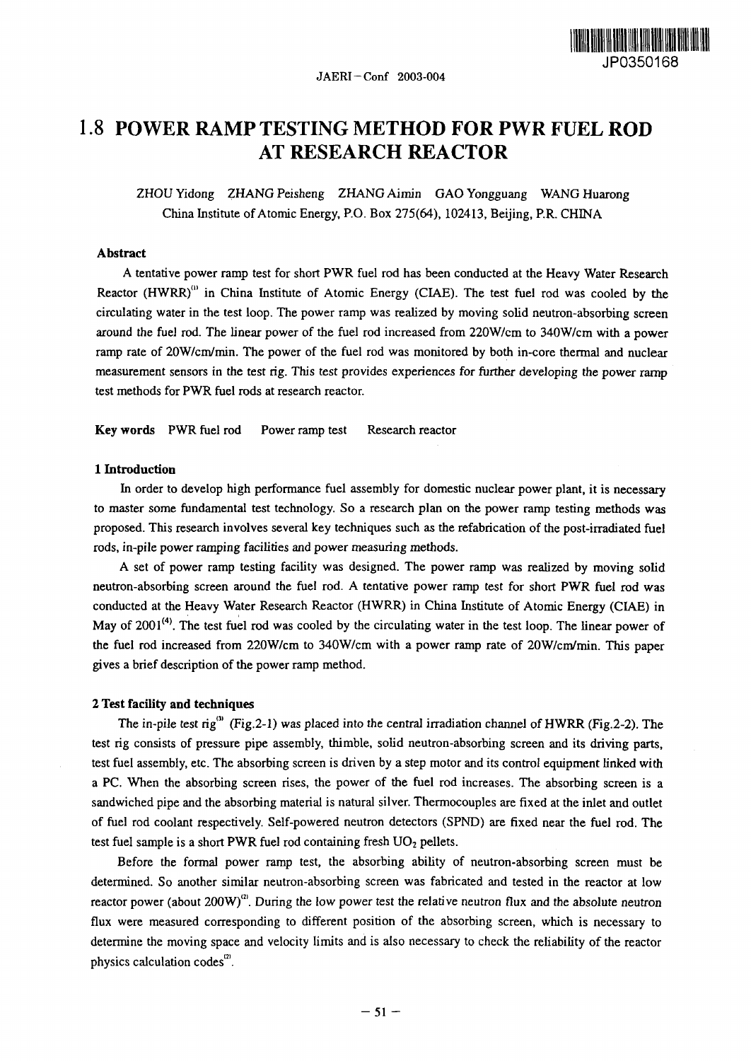# 1.8 POWER RAMP TESTING METHOD FOR PWR FUEL ROD AT RESEARCH REACTOR

ZHOU Yidong ZHANG Peisheng ZHANG Aimin GAO Yongguang WANG Huarong

China Institute of Atomic Energy, P.O. Box 275(64), 102413, Beijing, P.R. CHINA

### Abstract

A tentative power ramp test for short PWR fuel rod has been conducted at the Heavy Water Research Reactor (HWRR)[1] in China Institute of Atomic Energy (CIAE). The test fuel rod was cooled by the circulating water in the test loop. The power ramp was realized by moving solid neutron-absorbing screen around the fuel rod. The linear power of the fuel rod increased from 220W/cm to 340W/cm with a power ramp rate of 20W/cm/min. The power of the fuel rod was monitored by both in-core thermal and nuclear measurement sensors in the test rig. This test provides experiences for further developing the power ramp test methods for PWR fuel rods at research reactor.

**Key words** PWR fuel rod Power ramp test Research reactor

### 1 Introduction

In order to develop high performance fuel assembly for domestic nuclear power plant, it is necessary to master some fundamental test technology. So a research plan on the power ramp testing methods was proposed. This research involves several key techniques such as the refabrication of the post-irradiated fuel rods, in-pile power ramping facilities and power measuring methods.

A set of power ramp testing facility was designed. The power ramp was realized by moving solid neutron-absorbing screen around the fuel rod. A tentative power ramp test for short PWR fuel rod was conducted at the Heavy Water Research Reactor (HWRR) in China Institute of Atomic Energy (CIAE) in May of 2001[4]. The test fuel rod was cooled by the circulating water in the test loop. The linear power of the fuel rod increased from 220W/cm to 340W/cm with a power ramp rate of 20W/cm/min. This paper gives a brief description of the power ramp method.

### 2 Test facility and techniques

The in-pile test rig[3] (Fig.2-1) was placed into the central irradiation channel of HWRR (Fig.2-2). The test rig consists of pressure pipe assembly, thimble, solid neutron-absorbing screen and its driving parts, test fuel assembly, etc. The absorbing screen is driven by a step motor and its control equipment linked with a PC. When the absorbing screen rises, the power of the fuel rod increases. The absorbing screen is a sandwiched pipe and the absorbing material is natural silver. Thermocouples are fixed at the inlet and outlet of fuel rod coolant respectively. Self-powered neutron detectors (SPND) are fixed near the fuel rod. The test fuel sample is a short PWR fuel rod containing fresh $UO_2$ pellets.

Before the formal power ramp test, the absorbing ability of neutron-absorbing screen must be determined. So another similar neutron-absorbing screen was fabricated and tested in the reactor at low reactor power (about 200W)[2]. During the low power test the relative neutron flux and the absolute neutron flux were measured corresponding to different position of the absorbing screen, which is necessary to determine the moving space and velocity limits and is also necessary to check the reliability of the reactor physics calculation codes[2].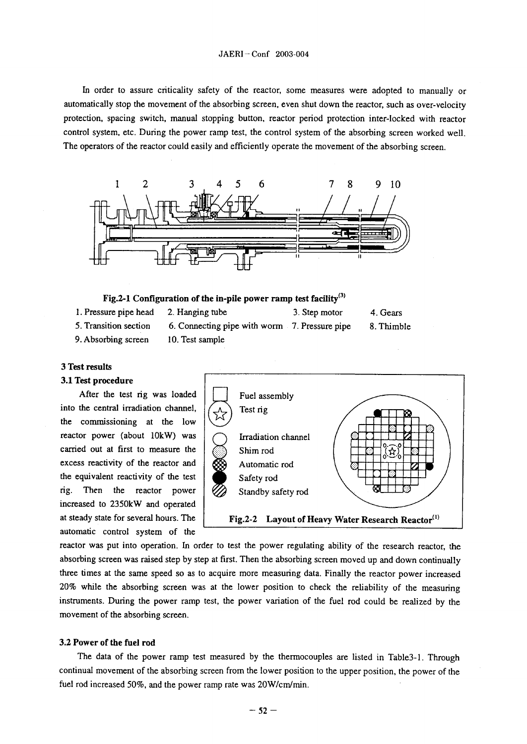In order to assure criticality safety of the reactor, some measures were adopted to manually or automatically stop the movement of the absorbing screen, even shut down the reactor, such as over-velocity protection, spacing switch, manual stopping button, reactor period protection inter-locked with reactor control system, etc. During the power ramp test, the control system of the absorbing screen worked well. The operators of the reactor could easily and efficiently operate the movement of the absorbing screen.

**Fig.2-1 Configuration of the in-pile power ramp test facility[3]**

1. Pressure pipe head 2. Hanging tube 3. Step motor 4. Gears
5. Transition section 6. Connecting pipe with worm 7. Pressure pipe 8. Thimble
9. Absorbing screen 10. Test sample

## 3 Test results

### 3.1 Test procedure

After the test rig was loaded into the central irradiation channel, the commissioning at the low reactor power (about 10kW) was carried out at first to measure the excess reactivity of the reactor and the equivalent reactivity of the test rig. Then the reactor power increased to 2350kW and operated at steady state for several hours. The automatic control system of the reactor was put into operation. In order to test the power regulating ability of the research reactor, the absorbing screen was raised step by step at first. Then the absorbing screen moved up and down continually three times at the same speed so as to acquire more measuring data. Finally the reactor power increased 20% while the absorbing screen was at the lower position to check the reliability of the measuring instruments. During the power ramp test, the power variation of the fuel rod could be realized by the movement of the absorbing screen.

Fuel assembly
Test rig
Irradiation channel
Shim rod
Automatic rod
Safety rod
Standby safety rod

**Fig.2-2 Layout of Heavy Water Research Reactor[1]**

### 3.2 Power of the fuel rod

The data of the power ramp test measured by the thermocouples are listed in Table3-1. Through continual movement of the absorbing screen from the lower position to the upper position, the power of the fuel rod increased 50%, and the power ramp rate was 20W/cm/min.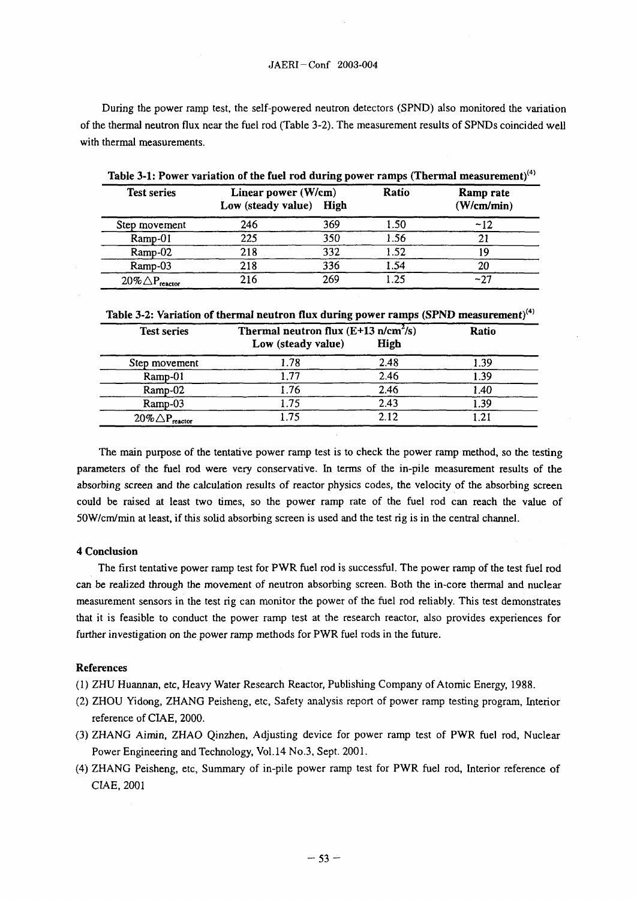During the power ramp test, the self-powered neutron detectors (SPND) also monitored the variation of the thermal neutron flux near the fuel rod (Table 3-2). The measurement results of SPNDs coincided well with thermal measurements.

**Table 3-1: Power variation of the fuel rod during power ramps (Thermal measurement)[4]**

| Test series | Linear power (W/cm) Low (steady value) | High | Ratio | Ramp rate (W/cm/min) |
|---|---|---|---|---|
| Step movement | 246 | 369 | 1.50 | ~12 |
| Ramp-01 | 225 | 350 | 1.56 | 21 |
| Ramp-02 | 218 | 332 | 1.52 | 19 |
| Ramp-03 | 218 | 336 | 1.54 | 20 |
| 20%$\triangle P_{reactor}$ | 216 | 269 | 1.25 | ~27 |

**Table 3-2: Variation of thermal neutron flux during power ramps (SPND measurement)[4]**

| Test series | Thermal neutron flux (E+13 n/cm²/s) Low (steady value) | High | Ratio |
|---|---|---|---|
| Step movement | 1.78 | 2.48 | 1.39 |
| Ramp-01 | 1.77 | 2.46 | 1.39 |
| Ramp-02 | 1.76 | 2.46 | 1.40 |
| Ramp-03 | 1.75 | 2.43 | 1.39 |
| 20%$\triangle P_{reactor}$ | 1.75 | 2.12 | 1.21 |

The main purpose of the tentative power ramp test is to check the power ramp method, so the testing parameters of the fuel rod were very conservative. In terms of the in-pile measurement results of the absorbing screen and the calculation results of reactor physics codes, the velocity of the absorbing screen could be raised at least two times, so the power ramp rate of the fuel rod can reach the value of 50W/cm/min at least, if this solid absorbing screen is used and the test rig is in the central channel.

## 4 Conclusion

The first tentative power ramp test for PWR fuel rod is successful. The power ramp of the test fuel rod can be realized through the movement of neutron absorbing screen. Both the in-core thermal and nuclear measurement sensors in the test rig can monitor the power of the fuel rod reliably. This test demonstrates that it is feasible to conduct the power ramp test at the research reactor, also provides experiences for further investigation on the power ramp methods for PWR fuel rods in the future.

## References

(1) ZHU Huannan, etc, Heavy Water Research Reactor, Publishing Company of Atomic Energy, 1988.

(2) ZHOU Yidong, ZHANG Peisheng, etc, Safety analysis report of power ramp testing program, Interior reference of CIAE, 2000.

(3) ZHANG Aimin, ZHAO Qinzhen, Adjusting device for power ramp test of PWR fuel rod, Nuclear Power Engineering and Technology, Vol.14 No.3, Sept. 2001.

(4) ZHANG Peisheng, etc, Summary of in-pile power ramp test for PWR fuel rod, Interior reference of CIAE, 2001